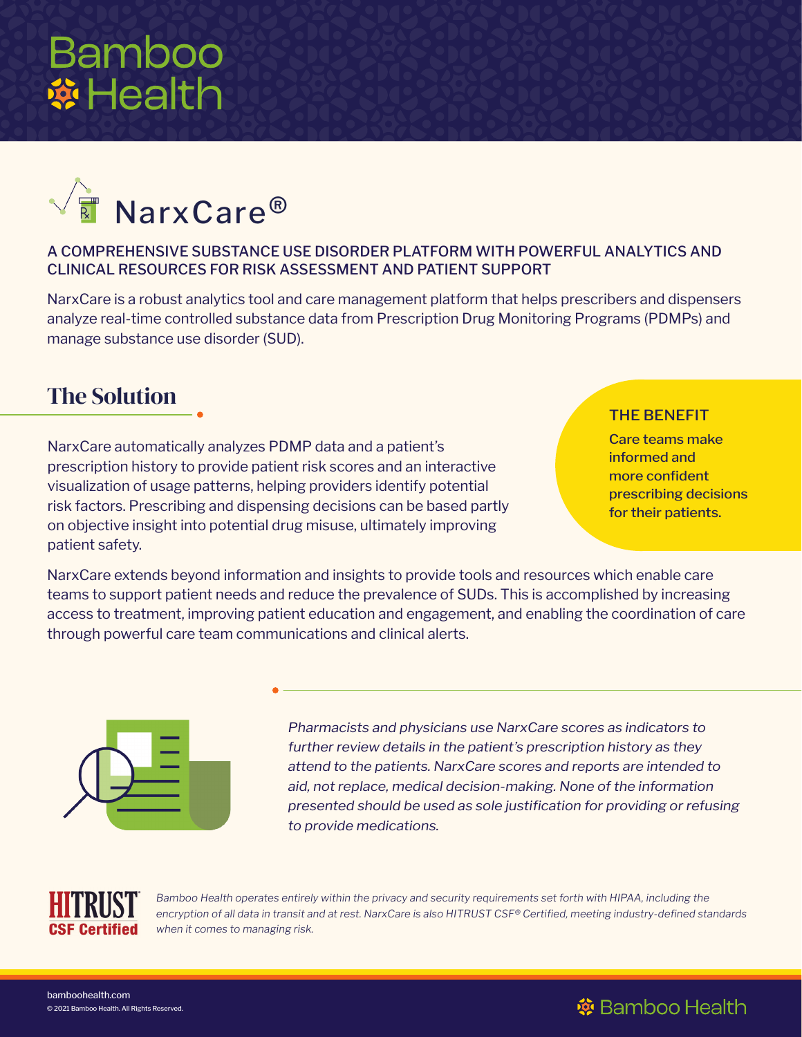# Bamboo Health

# NarxCare®

A COMPREHENSIVE SUBSTANCE USE DISORDER PLATFORM WITH POWERFUL ANALYTICS AND CLINICAL RESOURCES FOR RISK ASSESSMENT AND PATIENT SUPPORT

NarxCare is a robust analytics tool and care management platform that helps prescribers and dispensers analyze real-time controlled substance data from Prescription Drug Monitoring Programs (PDMPs) and manage substance use disorder (SUD).

## The Solution

NarxCare automatically analyzes PDMP data and a patient's prescription history to provide patient risk scores and an interactive visualization of usage patterns, helping providers identify potential risk factors. Prescribing and dispensing decisions can be based partly on objective insight into potential drug misuse, ultimately improving patient safety.

**THE BENEFIT**

Care teams make informed and more confident prescribing decisions for their patients.

NarxCare extends beyond information and insights to provide tools and resources which enable care teams to support patient needs and reduce the prevalence of SUDs. This is accomplished by increasing access to treatment, improving patient education and engagement, and enabling the coordination of care through powerful care team communications and clinical alerts.

*Pharmacists and physicians use NarxCare scores as indicators to further review details in the patient's prescription history as they attend to the patients. NarxCare scores and reports are intended to aid, not replace, medical decision-making. None of the information presented should be used as sole justification for providing or refusing to provide medications.*

**HITRUST CSF Certified**

*Bamboo Health operates entirely within the privacy and security requirements set forth with HIPAA, including the encryption of all data in transit and at rest. NarxCare is also HITRUST CSF® Certified, meeting industry-defined standards when it comes to managing risk.*

bamboohealth.com

© 2021 Bamboo Health. All Rights Reserved.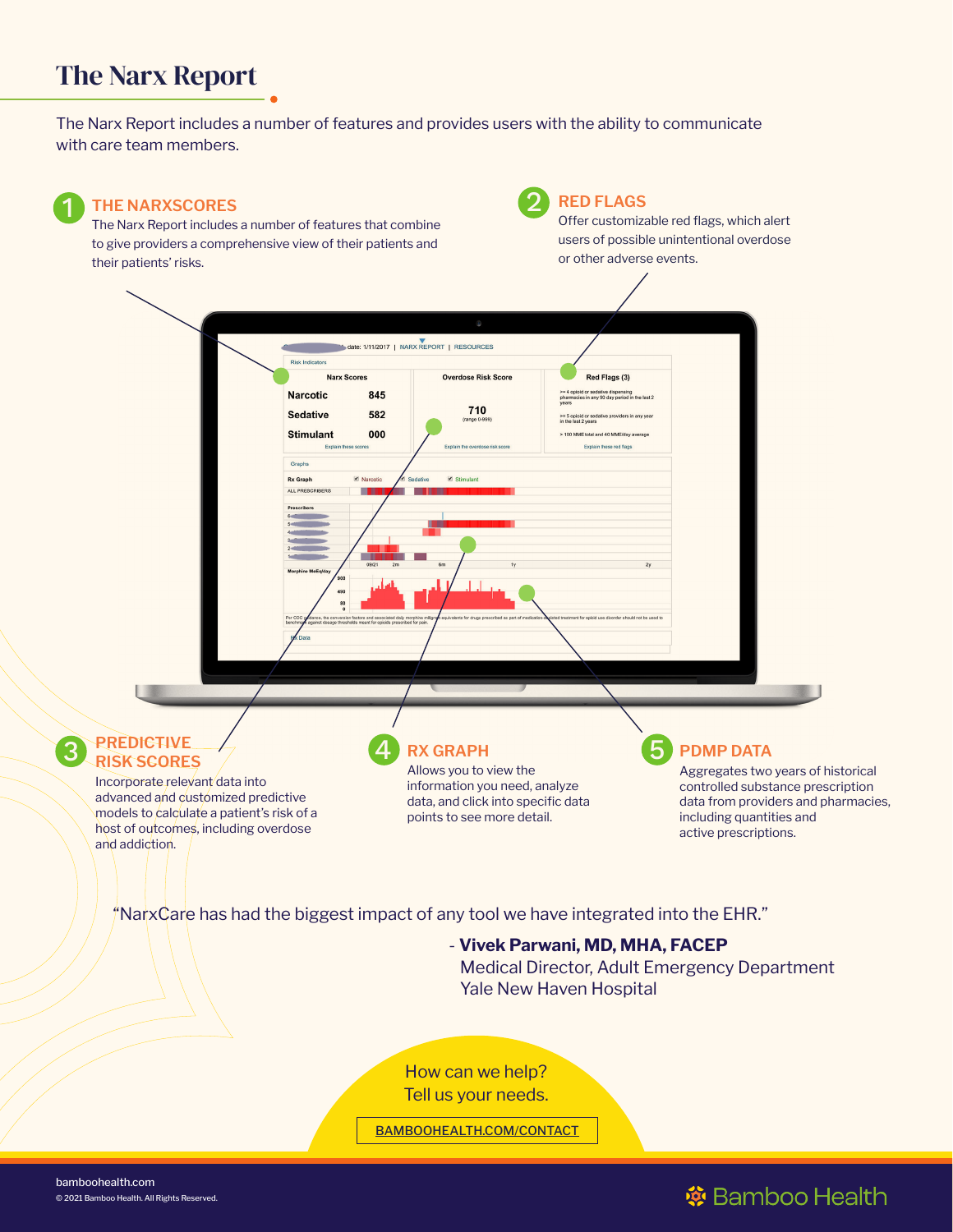# The Narx Report

The Narx Report includes a number of features and provides users with the ability to communicate with care team members.

## 1 THE NARXSCORES

The Narx Report includes a number of features that combine to give providers a comprehensive view of their patients and their patients' risks.

## 2 RED FLAGS

Offer customizable red flags, which alert users of possible unintentional overdose or other adverse events.

## 3 PREDICTIVE RISK SCORES

Incorporate relevant data into advanced and customized predictive models to calculate a patient's risk of a host of outcomes, including overdose and addiction.

## 4 RX GRAPH

Allows you to view the information you need, analyze data, and click into specific data points to see more detail.

## 5 PDMP DATA

Aggregates two years of historical controlled substance prescription data from providers and pharmacies, including quantities and active prescriptions.

"NarxCare has had the biggest impact of any tool we have integrated into the EHR."

\- **Vivek Parwani, MD, MHA, FACEP**
Medical Director, Adult Emergency Department
Yale New Haven Hospital

How can we help?
Tell us your needs.

BAMBOOHEALTH.COM/CONTACT

bamboohealth.com

© 2021 Bamboo Health. All Rights Reserved.

Bamboo Health